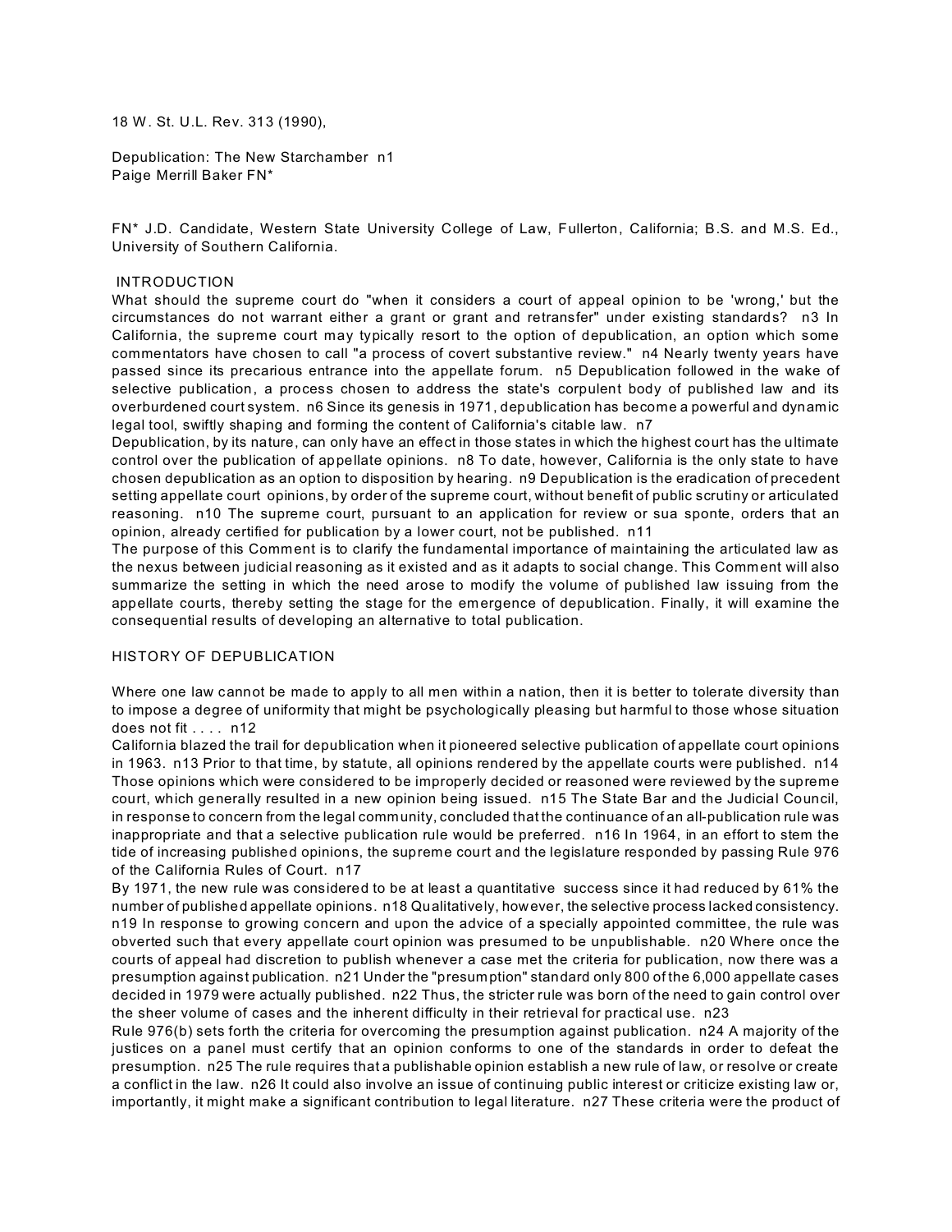18 W. St. U.L. Rev. 313 (1990),

Depublication: The New Starchamber n1
Paige Merrill Baker FN*

FN* J.D. Candidate, Western State University College of Law, Fullerton, California; B.S. and M.S. Ed., University of Southern California.

## INTRODUCTION

What should the supreme court do "when it considers a court of appeal opinion to be 'wrong,' but the circumstances do not warrant either a grant or grant and retransfer" under existing standards? n3 In California, the supreme court may typically resort to the option of depublication, an option which some commentators have chosen to call "a process of covert substantive review." n4 Nearly twenty years have passed since its precarious entrance into the appellate forum. n5 Depublication followed in the wake of selective publication, a process chosen to address the state's corpulent body of published law and its overburdened court system. n6 Since its genesis in 1971, depublication has become a powerful and dynamic legal tool, swiftly shaping and forming the content of California's citable law. n7

Depublication, by its nature, can only have an effect in those states in which the highest court has the ultimate control over the publication of appellate opinions. n8 To date, however, California is the only state to have chosen depublication as an option to disposition by hearing. n9 Depublication is the eradication of precedent setting appellate court opinions, by order of the supreme court, without benefit of public scrutiny or articulated reasoning. n10 The supreme court, pursuant to an application for review or sua sponte, orders that an opinion, already certified for publication by a lower court, not be published. n11

The purpose of this Comment is to clarify the fundamental importance of maintaining the articulated law as the nexus between judicial reasoning as it existed and as it adapts to social change. This Comment will also summarize the setting in which the need arose to modify the volume of published law issuing from the appellate courts, thereby setting the stage for the emergence of depublication. Finally, it will examine the consequential results of developing an alternative to total publication.

## HISTORY OF DEPUBLICATION

Where one law cannot be made to apply to all men within a nation, then it is better to tolerate diversity than to impose a degree of uniformity that might be psychologically pleasing but harmful to those whose situation does not fit . . . . n12

California blazed the trail for depublication when it pioneered selective publication of appellate court opinions in 1963. n13 Prior to that time, by statute, all opinions rendered by the appellate courts were published. n14 Those opinions which were considered to be improperly decided or reasoned were reviewed by the supreme court, which generally resulted in a new opinion being issued. n15 The State Bar and the Judicial Council, in response to concern from the legal community, concluded that the continuance of an all-publication rule was inappropriate and that a selective publication rule would be preferred. n16 In 1964, in an effort to stem the tide of increasing published opinions, the supreme court and the legislature responded by passing Rule 976 of the California Rules of Court. n17

By 1971, the new rule was considered to be at least a quantitative success since it had reduced by 61% the number of published appellate opinions. n18 Qualitatively, however, the selective process lacked consistency. n19 In response to growing concern and upon the advice of a specially appointed committee, the rule was obverted such that every appellate court opinion was presumed to be unpublishable. n20 Where once the courts of appeal had discretion to publish whenever a case met the criteria for publication, now there was a presumption against publication. n21 Under the "presumption" standard only 800 of the 6,000 appellate cases decided in 1979 were actually published. n22 Thus, the stricter rule was born of the need to gain control over the sheer volume of cases and the inherent difficulty in their retrieval for practical use. n23

Rule 976(b) sets forth the criteria for overcoming the presumption against publication. n24 A majority of the justices on a panel must certify that an opinion conforms to one of the standards in order to defeat the presumption. n25 The rule requires that a publishable opinion establish a new rule of law, or resolve or create a conflict in the law. n26 It could also involve an issue of continuing public interest or criticize existing law or, importantly, it might make a significant contribution to legal literature. n27 These criteria were the product of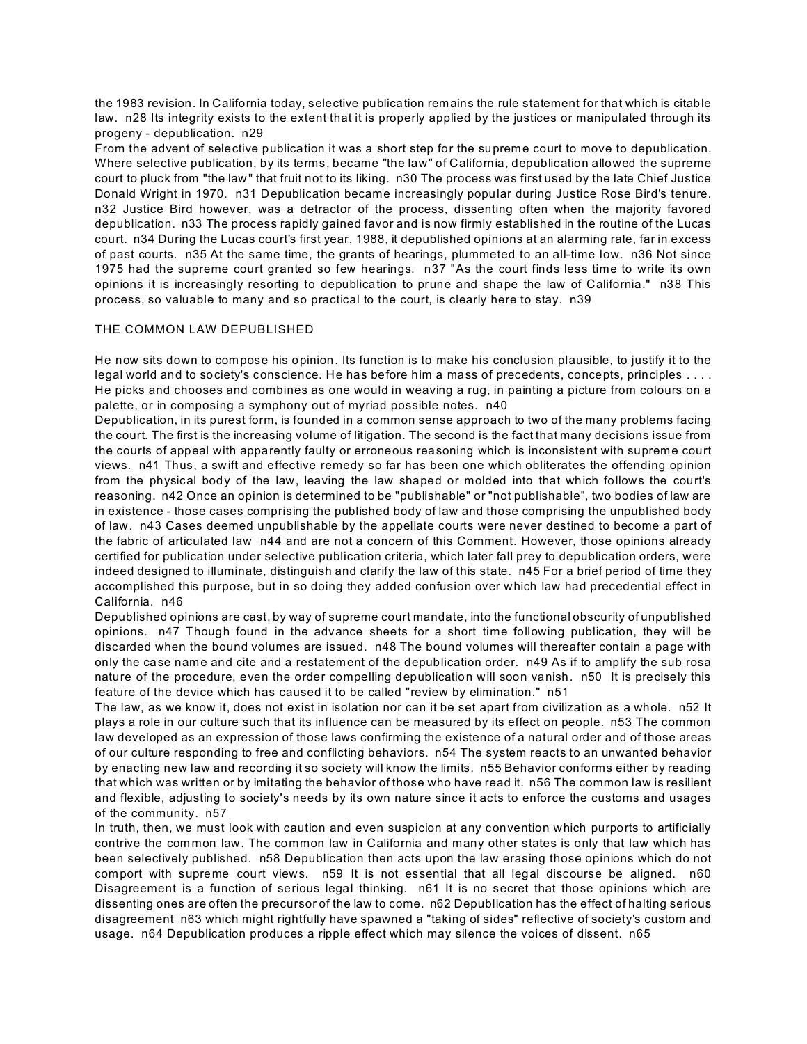the 1983 revision. In California today, selective publication remains the rule statement for that which is citable law. n28 Its integrity exists to the extent that it is properly applied by the justices or manipulated through its progeny - depublication. n29

From the advent of selective publication it was a short step for the supreme court to move to depublication. Where selective publication, by its terms, became "the law" of California, depublication allowed the supreme court to pluck from "the law" that fruit not to its liking. n30 The process was first used by the late Chief Justice Donald Wright in 1970. n31 Depublication became increasingly popular during Justice Rose Bird's tenure. n32 Justice Bird however, was a detractor of the process, dissenting often when the majority favored depublication. n33 The process rapidly gained favor and is now firmly established in the routine of the Lucas court. n34 During the Lucas court's first year, 1988, it depublished opinions at an alarming rate, far in excess of past courts. n35 At the same time, the grants of hearings, plummeted to an all-time low. n36 Not since 1975 had the supreme court granted so few hearings. n37 "As the court finds less time to write its own opinions it is increasingly resorting to depublication to prune and shape the law of California." n38 This process, so valuable to many and so practical to the court, is clearly here to stay. n39

## THE COMMON LAW DEPUBLISHED

He now sits down to compose his opinion. Its function is to make his conclusion plausible, to justify it to the legal world and to society's conscience. He has before him a mass of precedents, concepts, principles . . . . He picks and chooses and combines as one would in weaving a rug, in painting a picture from colours on a palette, or in composing a symphony out of myriad possible notes. n40

Depublication, in its purest form, is founded in a common sense approach to two of the many problems facing the court. The first is the increasing volume of litigation. The second is the fact that many decisions issue from the courts of appeal with apparently faulty or erroneous reasoning which is inconsistent with supreme court views. n41 Thus, a swift and effective remedy so far has been one which obliterates the offending opinion from the physical body of the law, leaving the law shaped or molded into that which follows the court's reasoning. n42 Once an opinion is determined to be "publishable" or "not publishable", two bodies of law are in existence - those cases comprising the published body of law and those comprising the unpublished body of law. n43 Cases deemed unpublishable by the appellate courts were never destined to become a part of the fabric of articulated law n44 and are not a concern of this Comment. However, those opinions already certified for publication under selective publication criteria, which later fall prey to depublication orders, were indeed designed to illuminate, distinguish and clarify the law of this state. n45 For a brief period of time they accomplished this purpose, but in so doing they added confusion over which law had precedential effect in California. n46

Depublished opinions are cast, by way of supreme court mandate, into the functional obscurity of unpublished opinions. n47 Though found in the advance sheets for a short time following publication, they will be discarded when the bound volumes are issued. n48 The bound volumes will thereafter contain a page with only the case name and cite and a restatement of the depublication order. n49 As if to amplify the sub rosa nature of the procedure, even the order compelling depublication will soon vanish. n50 It is precisely this feature of the device which has caused it to be called "review by elimination." n51

The law, as we know it, does not exist in isolation nor can it be set apart from civilization as a whole. n52 It plays a role in our culture such that its influence can be measured by its effect on people. n53 The common law developed as an expression of those laws confirming the existence of a natural order and of those areas of our culture responding to free and conflicting behaviors. n54 The system reacts to an unwanted behavior by enacting new law and recording it so society will know the limits. n55 Behavior conforms either by reading that which was written or by imitating the behavior of those who have read it. n56 The common law is resilient and flexible, adjusting to society's needs by its own nature since it acts to enforce the customs and usages of the community. n57

In truth, then, we must look with caution and even suspicion at any convention which purports to artificially contrive the common law. The common law in California and many other states is only that law which has been selectively published. n58 Depublication then acts upon the law erasing those opinions which do not comport with supreme court views. n59 It is not essential that all legal discourse be aligned. n60 Disagreement is a function of serious legal thinking. n61 It is no secret that those opinions which are dissenting ones are often the precursor of the law to come. n62 Depublication has the effect of halting serious disagreement n63 which might rightfully have spawned a "taking of sides" reflective of society's custom and usage. n64 Depublication produces a ripple effect which may silence the voices of dissent. n65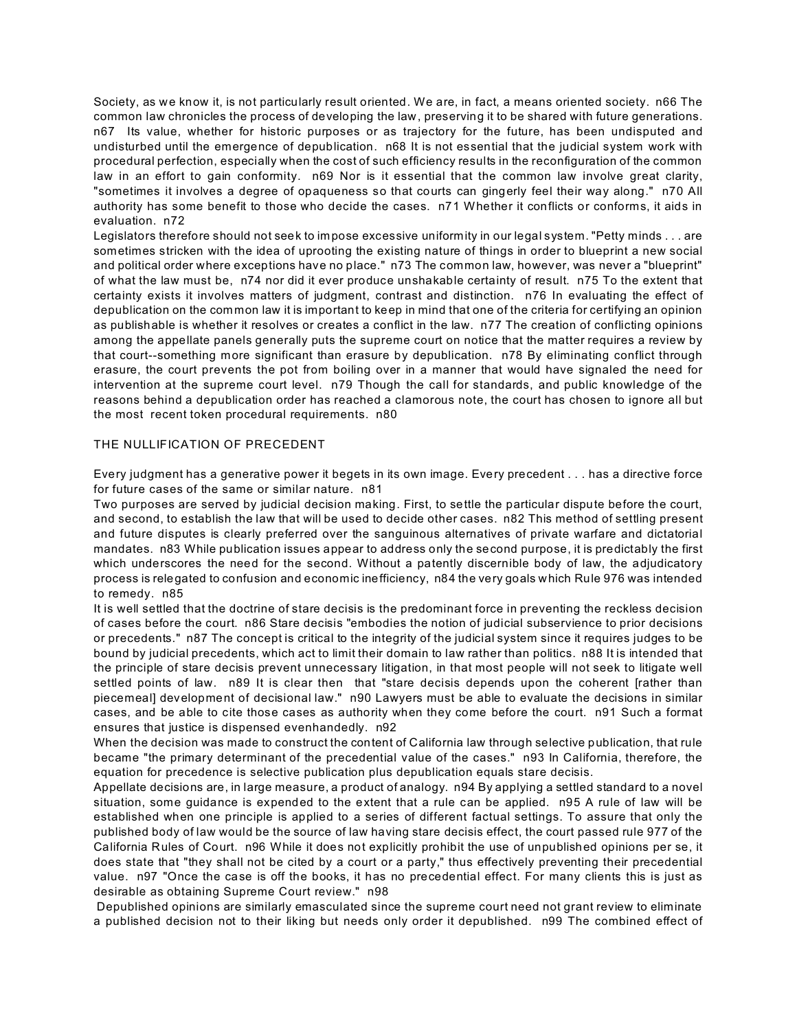Society, as we know it, is not particularly result oriented. We are, in fact, a means oriented society. n66 The common law chronicles the process of developing the law, preserving it to be shared with future generations. n67 Its value, whether for historic purposes or as trajectory for the future, has been undisputed and undisturbed until the emergence of depublication. n68 It is not essential that the judicial system work with procedural perfection, especially when the cost of such efficiency results in the reconfiguration of the common law in an effort to gain conformity. n69 Nor is it essential that the common law involve great clarity, "sometimes it involves a degree of opaqueness so that courts can gingerly feel their way along." n70 All authority has some benefit to those who decide the cases. n71 Whether it conflicts or conforms, it aids in evaluation. n72

Legislators therefore should not seek to impose excessive uniformity in our legal system. "Petty minds . . . are sometimes stricken with the idea of uprooting the existing nature of things in order to blueprint a new social and political order where exceptions have no place." n73 The common law, however, was never a "blueprint" of what the law must be, n74 nor did it ever produce unshakable certainty of result. n75 To the extent that certainty exists it involves matters of judgment, contrast and distinction. n76 In evaluating the effect of depublication on the common law it is important to keep in mind that one of the criteria for certifying an opinion as publishable is whether it resolves or creates a conflict in the law. n77 The creation of conflicting opinions among the appellate panels generally puts the supreme court on notice that the matter requires a review by that court--something more significant than erasure by depublication. n78 By eliminating conflict through erasure, the court prevents the pot from boiling over in a manner that would have signaled the need for intervention at the supreme court level. n79 Though the call for standards, and public knowledge of the reasons behind a depublication order has reached a clamorous note, the court has chosen to ignore all but the most recent token procedural requirements. n80

## THE NULLIFICATION OF PRECEDENT

Every judgment has a generative power it begets in its own image. Every precedent . . . has a directive force for future cases of the same or similar nature. n81

Two purposes are served by judicial decision making. First, to settle the particular dispute before the court, and second, to establish the law that will be used to decide other cases. n82 This method of settling present and future disputes is clearly preferred over the sanguinous alternatives of private warfare and dictatorial mandates. n83 While publication issues appear to address only the second purpose, it is predictably the first which underscores the need for the second. Without a patently discernible body of law, the adjudicatory process is relegated to confusion and economic inefficiency, n84 the very goals which Rule 976 was intended to remedy. n85

It is well settled that the doctrine of stare decisis is the predominant force in preventing the reckless decision of cases before the court. n86 Stare decisis "embodies the notion of judicial subservience to prior decisions or precedents." n87 The concept is critical to the integrity of the judicial system since it requires judges to be bound by judicial precedents, which act to limit their domain to law rather than politics. n88 It is intended that the principle of stare decisis prevent unnecessary litigation, in that most people will not seek to litigate well settled points of law. n89 It is clear then that "stare decisis depends upon the coherent [rather than piecemeal] development of decisional law." n90 Lawyers must be able to evaluate the decisions in similar cases, and be able to cite those cases as authority when they come before the court. n91 Such a format ensures that justice is dispensed evenhandedly. n92

When the decision was made to construct the content of California law through selective publication, that rule became "the primary determinant of the precedential value of the cases." n93 In California, therefore, the equation for precedence is selective publication plus depublication equals stare decisis.

Appellate decisions are, in large measure, a product of analogy. n94 By applying a settled standard to a novel situation, some guidance is expended to the extent that a rule can be applied. n95 A rule of law will be established when one principle is applied to a series of different factual settings. To assure that only the published body of law would be the source of law having stare decisis effect, the court passed rule 977 of the California Rules of Court. n96 While it does not explicitly prohibit the use of unpublished opinions per se, it does state that "they shall not be cited by a court or a party," thus effectively preventing their precedential value. n97 "Once the case is off the books, it has no precedential effect. For many clients this is just as desirable as obtaining Supreme Court review." n98

Depublished opinions are similarly emasculated since the supreme court need not grant review to eliminate a published decision not to their liking but needs only order it depublished. n99 The combined effect of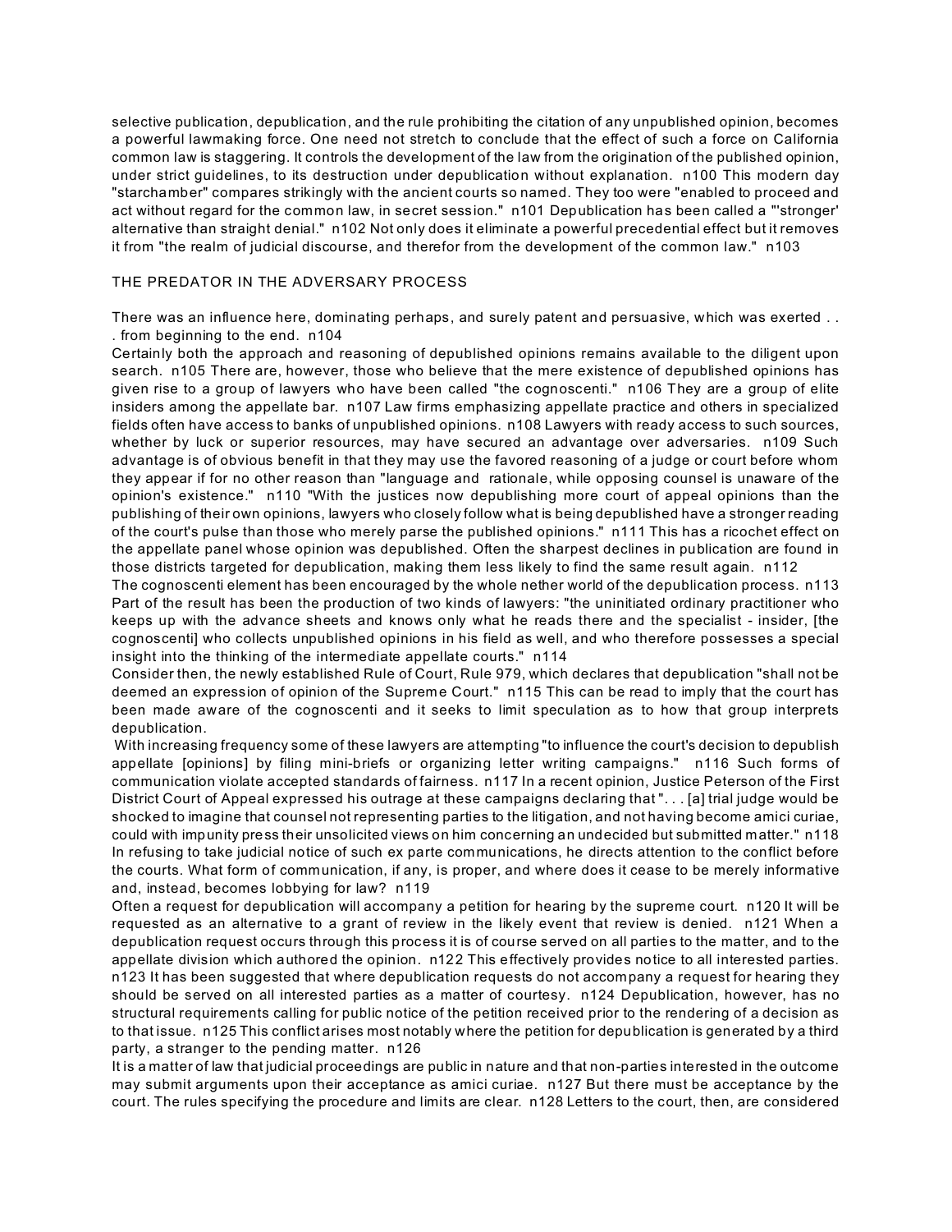selective publication, depublication, and the rule prohibiting the citation of any unpublished opinion, becomes a powerful lawmaking force. One need not stretch to conclude that the effect of such a force on California common law is staggering. It controls the development of the law from the origination of the published opinion, under strict guidelines, to its destruction under depublication without explanation. n100 This modern day "starchamber" compares strikingly with the ancient courts so named. They too were "enabled to proceed and act without regard for the common law, in secret session." n101 Depublication has been called a "'stronger' alternative than straight denial." n102 Not only does it eliminate a powerful precedential effect but it removes it from "the realm of judicial discourse, and therefor from the development of the common law." n103

## THE PREDATOR IN THE ADVERSARY PROCESS

There was an influence here, dominating perhaps, and surely patent and persuasive, which was exerted . . . from beginning to the end. n104

Certainly both the approach and reasoning of depublished opinions remains available to the diligent upon search. n105 There are, however, those who believe that the mere existence of depublished opinions has given rise to a group of lawyers who have been called "the cognoscenti." n106 They are a group of elite insiders among the appellate bar. n107 Law firms emphasizing appellate practice and others in specialized fields often have access to banks of unpublished opinions. n108 Lawyers with ready access to such sources, whether by luck or superior resources, may have secured an advantage over adversaries. n109 Such advantage is of obvious benefit in that they may use the favored reasoning of a judge or court before whom they appear if for no other reason than "language and rationale, while opposing counsel is unaware of the opinion's existence." n110 "With the justices now depublishing more court of appeal opinions than the publishing of their own opinions, lawyers who closely follow what is being depublished have a stronger reading of the court's pulse than those who merely parse the published opinions." n111 This has a ricochet effect on the appellate panel whose opinion was depublished. Often the sharpest declines in publication are found in those districts targeted for depublication, making them less likely to find the same result again. n112

The cognoscenti element has been encouraged by the whole nether world of the depublication process. n113 Part of the result has been the production of two kinds of lawyers: "the uninitiated ordinary practitioner who keeps up with the advance sheets and knows only what he reads there and the specialist - insider, [the cognoscenti] who collects unpublished opinions in his field as well, and who therefore possesses a special insight into the thinking of the intermediate appellate courts." n114

Consider then, the newly established Rule of Court, Rule 979, which declares that depublication "shall not be deemed an expression of opinion of the Supreme Court." n115 This can be read to imply that the court has been made aware of the cognoscenti and it seeks to limit speculation as to how that group interprets depublication.

With increasing frequency some of these lawyers are attempting "to influence the court's decision to depublish appellate [opinions] by filing mini-briefs or organizing letter writing campaigns." n116 Such forms of communication violate accepted standards of fairness. n117 In a recent opinion, Justice Peterson of the First District Court of Appeal expressed his outrage at these campaigns declaring that ". . . [a] trial judge would be shocked to imagine that counsel not representing parties to the litigation, and not having become amici curiae, could with impunity press their unsolicited views on him concerning an undecided but submitted matter." n118 In refusing to take judicial notice of such ex parte communications, he directs attention to the conflict before the courts. What form of communication, if any, is proper, and where does it cease to be merely informative and, instead, becomes lobbying for law? n119

Often a request for depublication will accompany a petition for hearing by the supreme court. n120 It will be requested as an alternative to a grant of review in the likely event that review is denied. n121 When a depublication request occurs through this process it is of course served on all parties to the matter, and to the appellate division which authored the opinion. n122 This effectively provides notice to all interested parties. n123 It has been suggested that where depublication requests do not accompany a request for hearing they should be served on all interested parties as a matter of courtesy. n124 Depublication, however, has no structural requirements calling for public notice of the petition received prior to the rendering of a decision as to that issue. n125 This conflict arises most notably where the petition for depublication is generated by a third party, a stranger to the pending matter. n126

It is a matter of law that judicial proceedings are public in nature and that non-parties interested in the outcome may submit arguments upon their acceptance as amici curiae. n127 But there must be acceptance by the court. The rules specifying the procedure and limits are clear. n128 Letters to the court, then, are considered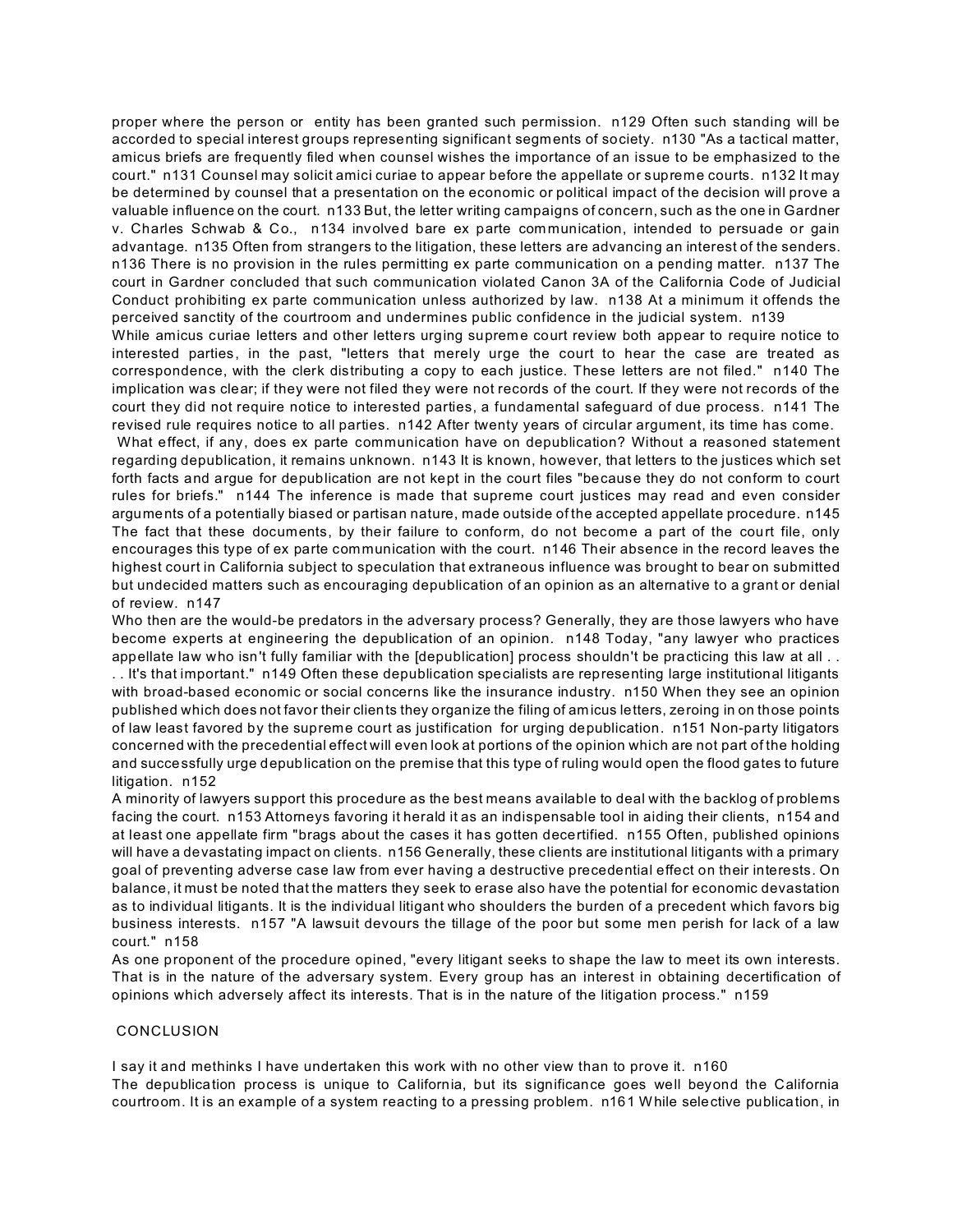proper where the person or entity has been granted such permission. n129 Often such standing will be accorded to special interest groups representing significant segments of society. n130 "As a tactical matter, amicus briefs are frequently filed when counsel wishes the importance of an issue to be emphasized to the court." n131 Counsel may solicit amici curiae to appear before the appellate or supreme courts. n132 It may be determined by counsel that a presentation on the economic or political impact of the decision will prove a valuable influence on the court. n133 But, the letter writing campaigns of concern, such as the one in Gardner v. Charles Schwab & Co., n134 involved bare ex parte communication, intended to persuade or gain advantage. n135 Often from strangers to the litigation, these letters are advancing an interest of the senders. n136 There is no provision in the rules permitting ex parte communication on a pending matter. n137 The court in Gardner concluded that such communication violated Canon 3A of the California Code of Judicial Conduct prohibiting ex parte communication unless authorized by law. n138 At a minimum it offends the perceived sanctity of the courtroom and undermines public confidence in the judicial system. n139

While amicus curiae letters and other letters urging supreme court review both appear to require notice to interested parties, in the past, "letters that merely urge the court to hear the case are treated as correspondence, with the clerk distributing a copy to each justice. These letters are not filed." n140 The implication was clear; if they were not filed they were not records of the court. If they were not records of the court they did not require notice to interested parties, a fundamental safeguard of due process. n141 The revised rule requires notice to all parties. n142 After twenty years of circular argument, its time has come.

What effect, if any, does ex parte communication have on depublication? Without a reasoned statement regarding depublication, it remains unknown. n143 It is known, however, that letters to the justices which set forth facts and argue for depublication are not kept in the court files "because they do not conform to court rules for briefs." n144 The inference is made that supreme court justices may read and even consider arguments of a potentially biased or partisan nature, made outside of the accepted appellate procedure. n145 The fact that these documents, by their failure to conform, do not become a part of the court file, only encourages this type of ex parte communication with the court. n146 Their absence in the record leaves the highest court in California subject to speculation that extraneous influence was brought to bear on submitted but undecided matters such as encouraging depublication of an opinion as an alternative to a grant or denial of review. n147

Who then are the would-be predators in the adversary process? Generally, they are those lawyers who have become experts at engineering the depublication of an opinion. n148 Today, "any lawyer who practices appellate law who isn't fully familiar with the [depublication] process shouldn't be practicing this law at all . . . . It's that important." n149 Often these depublication specialists are representing large institutional litigants with broad-based economic or social concerns like the insurance industry. n150 When they see an opinion published which does not favor their clients they organize the filing of amicus letters, zeroing in on those points of law least favored by the supreme court as justification for urging depublication. n151 Non-party litigators concerned with the precedential effect will even look at portions of the opinion which are not part of the holding and successfully urge depublication on the premise that this type of ruling would open the flood gates to future litigation. n152

A minority of lawyers support this procedure as the best means available to deal with the backlog of problems facing the court. n153 Attorneys favoring it herald it as an indispensable tool in aiding their clients, n154 and at least one appellate firm "brags about the cases it has gotten decertified. n155 Often, published opinions will have a devastating impact on clients. n156 Generally, these clients are institutional litigants with a primary goal of preventing adverse case law from ever having a destructive precedential effect on their interests. On balance, it must be noted that the matters they seek to erase also have the potential for economic devastation as to individual litigants. It is the individual litigant who shoulders the burden of a precedent which favors big business interests. n157 "A lawsuit devours the tillage of the poor but some men perish for lack of a law court." n158

As one proponent of the procedure opined, "every litigant seeks to shape the law to meet its own interests. That is in the nature of the adversary system. Every group has an interest in obtaining decertification of opinions which adversely affect its interests. That is in the nature of the litigation process." n159

## CONCLUSION

I say it and methinks I have undertaken this work with no other view than to prove it. n160

The depublication process is unique to California, but its significance goes well beyond the California courtroom. It is an example of a system reacting to a pressing problem. n161 While selective publication, in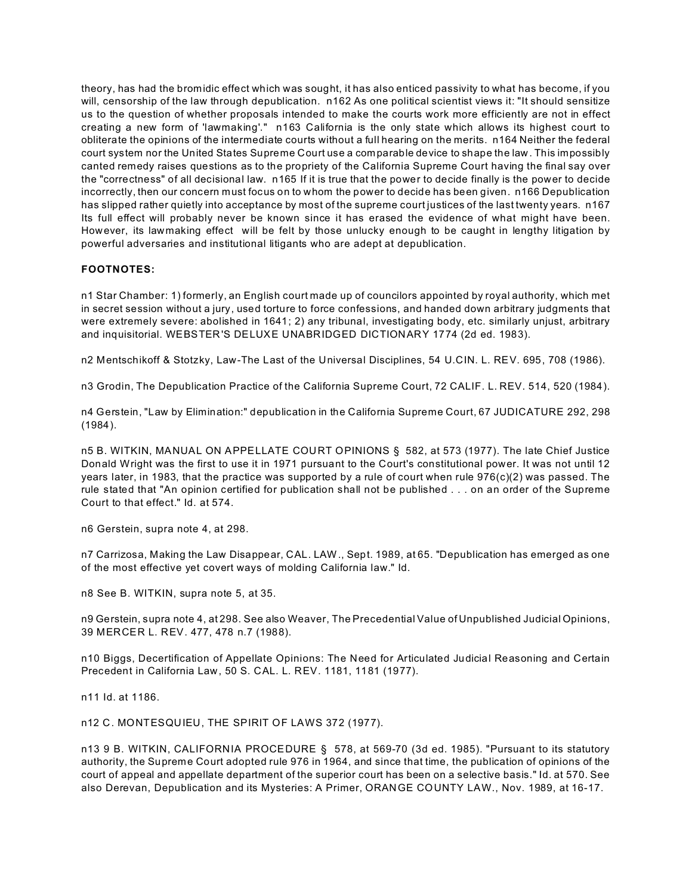theory, has had the bromidic effect which was sought, it has also enticed passivity to what has become, if you will, censorship of the law through depublication. n162 As one political scientist views it: "It should sensitize us to the question of whether proposals intended to make the courts work more efficiently are not in effect creating a new form of 'lawmaking'." n163 California is the only state which allows its highest court to obliterate the opinions of the intermediate courts without a full hearing on the merits. n164 Neither the federal court system nor the United States Supreme Court use a comparable device to shape the law. This impossibly canted remedy raises questions as to the propriety of the California Supreme Court having the final say over the "correctness" of all decisional law. n165 If it is true that the power to decide finally is the power to decide incorrectly, then our concern must focus on to whom the power to decide has been given. n166 Depublication has slipped rather quietly into acceptance by most of the supreme court justices of the last twenty years. n167 Its full effect will probably never be known since it has erased the evidence of what might have been. However, its lawmaking effect will be felt by those unlucky enough to be caught in lengthy litigation by powerful adversaries and institutional litigants who are adept at depublication.

**FOOTNOTES:**

n1 Star Chamber: 1) formerly, an English court made up of councilors appointed by royal authority, which met in secret session without a jury, used torture to force confessions, and handed down arbitrary judgments that were extremely severe: abolished in 1641; 2) any tribunal, investigating body, etc. similarly unjust, arbitrary and inquisitorial. WEBSTER'S DELUXE UNABRIDGED DICTIONARY 1774 (2d ed. 1983).

n2 Mentschikoff & Stotzky, Law-The Last of the Universal Disciplines, 54 U.CIN. L. REV. 695, 708 (1986).

n3 Grodin, The Depublication Practice of the California Supreme Court, 72 CALIF. L. REV. 514, 520 (1984).

n4 Gerstein, "Law by Elimination:" depublication in the California Supreme Court, 67 JUDICATURE 292, 298 (1984).

n5 B. WITKIN, MANUAL ON APPELLATE COURT OPINIONS § 582, at 573 (1977). The late Chief Justice Donald Wright was the first to use it in 1971 pursuant to the Court's constitutional power. It was not until 12 years later, in 1983, that the practice was supported by a rule of court when rule 976(c)(2) was passed. The rule stated that "An opinion certified for publication shall not be published . . . on an order of the Supreme Court to that effect." Id. at 574.

n6 Gerstein, supra note 4, at 298.

n7 Carrizosa, Making the Law Disappear, CAL. LAW., Sept. 1989, at 65. "Depublication has emerged as one of the most effective yet covert ways of molding California law." Id.

n8 See B. WITKIN, supra note 5, at 35.

n9 Gerstein, supra note 4, at 298. See also Weaver, The Precedential Value of Unpublished Judicial Opinions, 39 MERCER L. REV. 477, 478 n.7 (1988).

n10 Biggs, Decertification of Appellate Opinions: The Need for Articulated Judicial Reasoning and Certain Precedent in California Law, 50 S. CAL. L. REV. 1181, 1181 (1977).

n11 Id. at 1186.

n12 C. MONTESQUIEU, THE SPIRIT OF LAWS 372 (1977).

n13 9 B. WITKIN, CALIFORNIA PROCEDURE § 578, at 569-70 (3d ed. 1985). "Pursuant to its statutory authority, the Supreme Court adopted rule 976 in 1964, and since that time, the publication of opinions of the court of appeal and appellate department of the superior court has been on a selective basis." Id. at 570. See also Derevan, Depublication and its Mysteries: A Primer, ORANGE COUNTY LAW., Nov. 1989, at 16-17.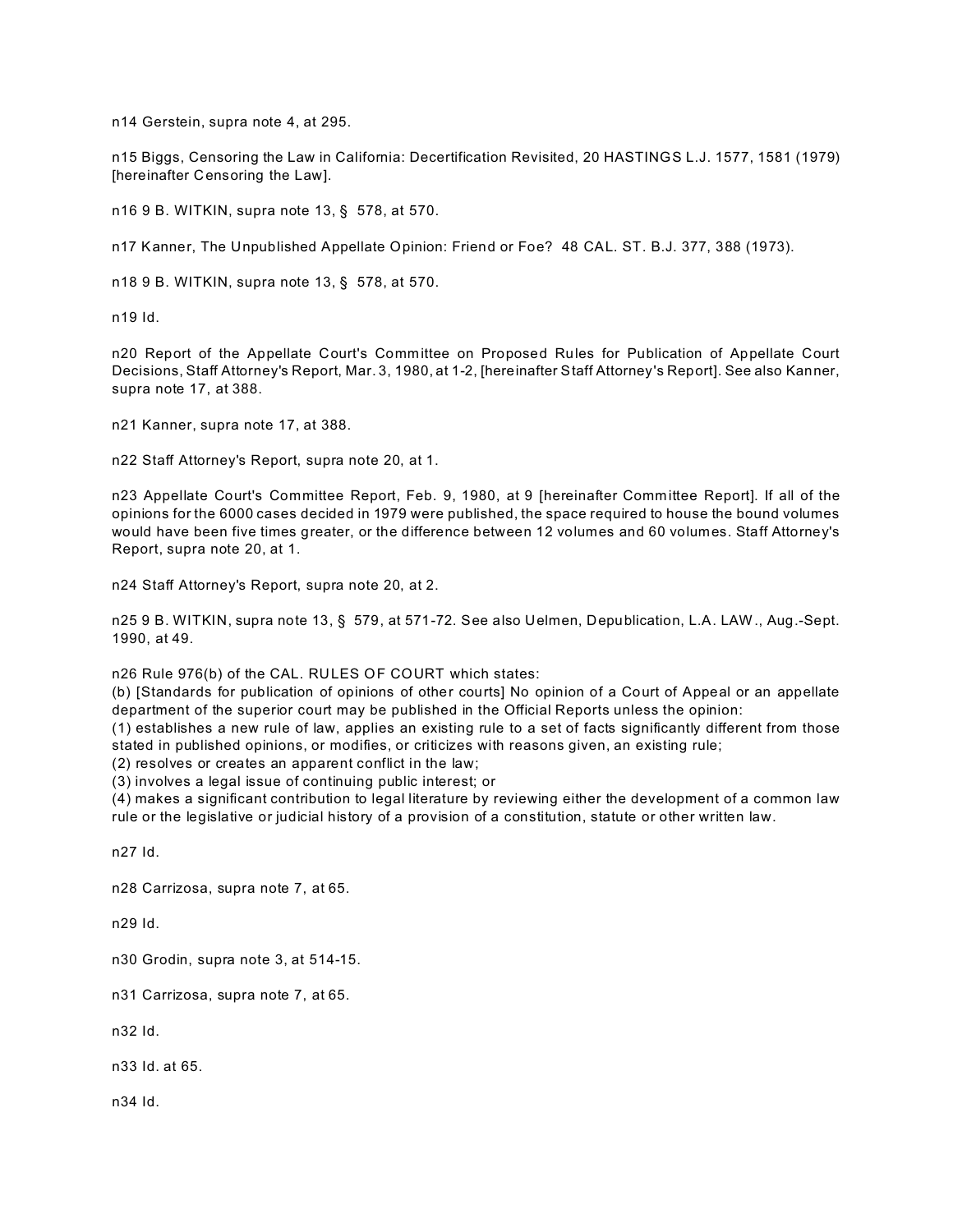n14 Gerstein, supra note 4, at 295.

n15 Biggs, Censoring the Law in California: Decertification Revisited, 20 HASTINGS L.J. 1577, 1581 (1979) [hereinafter Censoring the Law].

n16 9 B. WITKIN, supra note 13, § 578, at 570.

n17 Kanner, The Unpublished Appellate Opinion: Friend or Foe? 48 CAL. ST. B.J. 377, 388 (1973).

n18 9 B. WITKIN, supra note 13, § 578, at 570.

n19 Id.

n20 Report of the Appellate Court's Committee on Proposed Rules for Publication of Appellate Court Decisions, Staff Attorney's Report, Mar. 3, 1980, at 1-2, [hereinafter Staff Attorney's Report]. See also Kanner, supra note 17, at 388.

n21 Kanner, supra note 17, at 388.

n22 Staff Attorney's Report, supra note 20, at 1.

n23 Appellate Court's Committee Report, Feb. 9, 1980, at 9 [hereinafter Committee Report]. If all of the opinions for the 6000 cases decided in 1979 were published, the space required to house the bound volumes would have been five times greater, or the difference between 12 volumes and 60 volumes. Staff Attorney's Report, supra note 20, at 1.

n24 Staff Attorney's Report, supra note 20, at 2.

n25 9 B. WITKIN, supra note 13, § 579, at 571-72. See also Uelmen, Depublication, L.A. LAW., Aug.-Sept. 1990, at 49.

n26 Rule 976(b) of the CAL. RULES OF COURT which states:
(b) [Standards for publication of opinions of other courts] No opinion of a Court of Appeal or an appellate department of the superior court may be published in the Official Reports unless the opinion:
(1) establishes a new rule of law, applies an existing rule to a set of facts significantly different from those stated in published opinions, or modifies, or criticizes with reasons given, an existing rule;
(2) resolves or creates an apparent conflict in the law;
(3) involves a legal issue of continuing public interest; or
(4) makes a significant contribution to legal literature by reviewing either the development of a common law rule or the legislative or judicial history of a provision of a constitution, statute or other written law.

n27 Id.

n28 Carrizosa, supra note 7, at 65.

n29 Id.

n30 Grodin, supra note 3, at 514-15.

n31 Carrizosa, supra note 7, at 65.

n32 Id.

n33 Id. at 65.

n34 Id.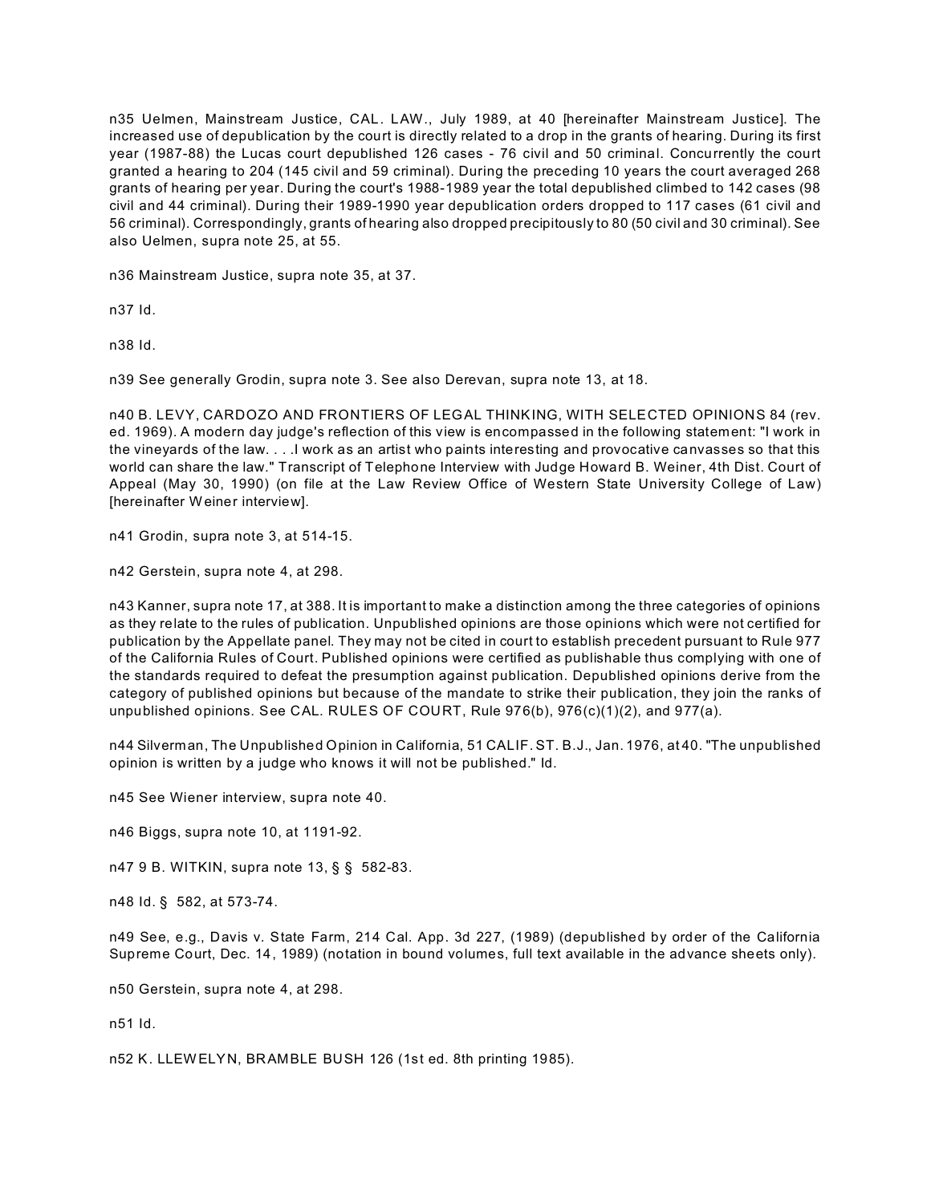n35 Uelmen, Mainstream Justice, CAL. LAW., July 1989, at 40 [hereinafter Mainstream Justice]. The increased use of depublication by the court is directly related to a drop in the grants of hearing. During its first year (1987-88) the Lucas court depublished 126 cases - 76 civil and 50 criminal. Concurrently the court granted a hearing to 204 (145 civil and 59 criminal). During the preceding 10 years the court averaged 268 grants of hearing per year. During the court's 1988-1989 year the total depublished climbed to 142 cases (98 civil and 44 criminal). During their 1989-1990 year depublication orders dropped to 117 cases (61 civil and 56 criminal). Correspondingly, grants of hearing also dropped precipitously to 80 (50 civil and 30 criminal). See also Uelmen, supra note 25, at 55.

n36 Mainstream Justice, supra note 35, at 37.

n37 Id.

n38 Id.

n39 See generally Grodin, supra note 3. See also Derevan, supra note 13, at 18.

n40 B. LEVY, CARDOZO AND FRONTIERS OF LEGAL THINKING, WITH SELECTED OPINIONS 84 (rev. ed. 1969). A modern day judge's reflection of this view is encompassed in the following statement: "I work in the vineyards of the law. . . .I work as an artist who paints interesting and provocative canvasses so that this world can share the law." Transcript of Telephone Interview with Judge Howard B. Weiner, 4th Dist. Court of Appeal (May 30, 1990) (on file at the Law Review Office of Western State University College of Law) [hereinafter Weiner interview].

n41 Grodin, supra note 3, at 514-15.

n42 Gerstein, supra note 4, at 298.

n43 Kanner, supra note 17, at 388. It is important to make a distinction among the three categories of opinions as they relate to the rules of publication. Unpublished opinions are those opinions which were not certified for publication by the Appellate panel. They may not be cited in court to establish precedent pursuant to Rule 977 of the California Rules of Court. Published opinions were certified as publishable thus complying with one of the standards required to defeat the presumption against publication. Depublished opinions derive from the category of published opinions but because of the mandate to strike their publication, they join the ranks of unpublished opinions. See CAL. RULES OF COURT, Rule 976(b), 976(c)(1)(2), and 977(a).

n44 Silverman, The Unpublished Opinion in California, 51 CALIF. ST. B.J., Jan. 1976, at 40. "The unpublished opinion is written by a judge who knows it will not be published." Id.

n45 See Wiener interview, supra note 40.

n46 Biggs, supra note 10, at 1191-92.

n47 9 B. WITKIN, supra note 13, § § 582-83.

n48 Id. § 582, at 573-74.

n49 See, e.g., Davis v. State Farm, 214 Cal. App. 3d 227, (1989) (depublished by order of the California Supreme Court, Dec. 14, 1989) (notation in bound volumes, full text available in the advance sheets only).

n50 Gerstein, supra note 4, at 298.

n51 Id.

n52 K. LLEWELYN, BRAMBLE BUSH 126 (1st ed. 8th printing 1985).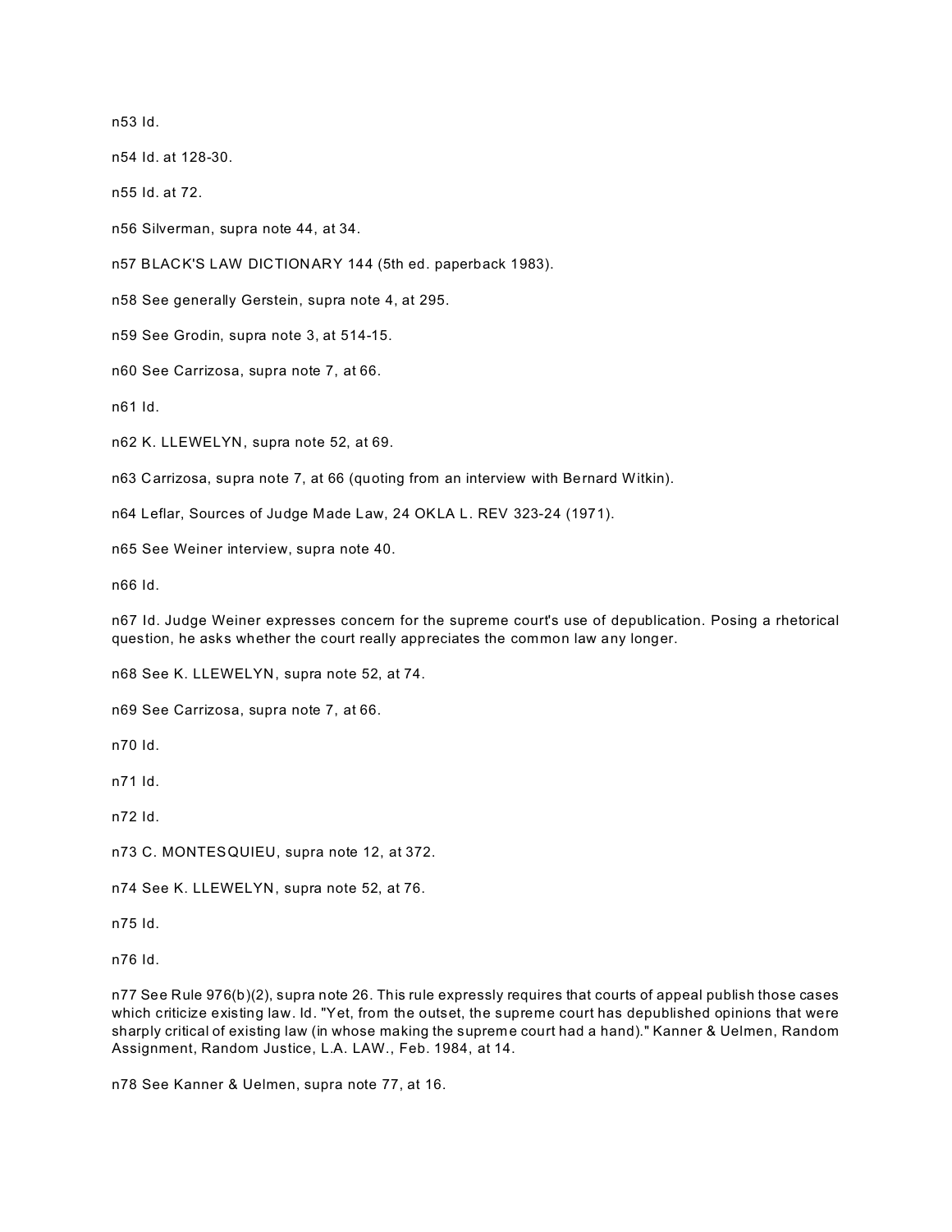n53 Id.

n54 Id. at 128-30.

n55 Id. at 72.

n56 Silverman, supra note 44, at 34.

n57 BLACK'S LAW DICTIONARY 144 (5th ed. paperback 1983).

n58 See generally Gerstein, supra note 4, at 295.

n59 See Grodin, supra note 3, at 514-15.

n60 See Carrizosa, supra note 7, at 66.

n61 Id.

n62 K. LLEWELYN, supra note 52, at 69.

n63 Carrizosa, supra note 7, at 66 (quoting from an interview with Bernard Witkin).

n64 Leflar, Sources of Judge Made Law, 24 OKLA L. REV 323-24 (1971).

n65 See Weiner interview, supra note 40.

n66 Id.

n67 Id. Judge Weiner expresses concern for the supreme court's use of depublication. Posing a rhetorical question, he asks whether the court really appreciates the common law any longer.

n68 See K. LLEWELYN, supra note 52, at 74.

n69 See Carrizosa, supra note 7, at 66.

n70 Id.

n71 Id.

n72 Id.

n73 C. MONTESQUIEU, supra note 12, at 372.

n74 See K. LLEWELYN, supra note 52, at 76.

n75 Id.

n76 Id.

n77 See Rule 976(b)(2), supra note 26. This rule expressly requires that courts of appeal publish those cases which criticize existing law. Id. "Yet, from the outset, the supreme court has depublished opinions that were sharply critical of existing law (in whose making the supreme court had a hand)." Kanner & Uelmen, Random Assignment, Random Justice, L.A. LAW., Feb. 1984, at 14.

n78 See Kanner & Uelmen, supra note 77, at 16.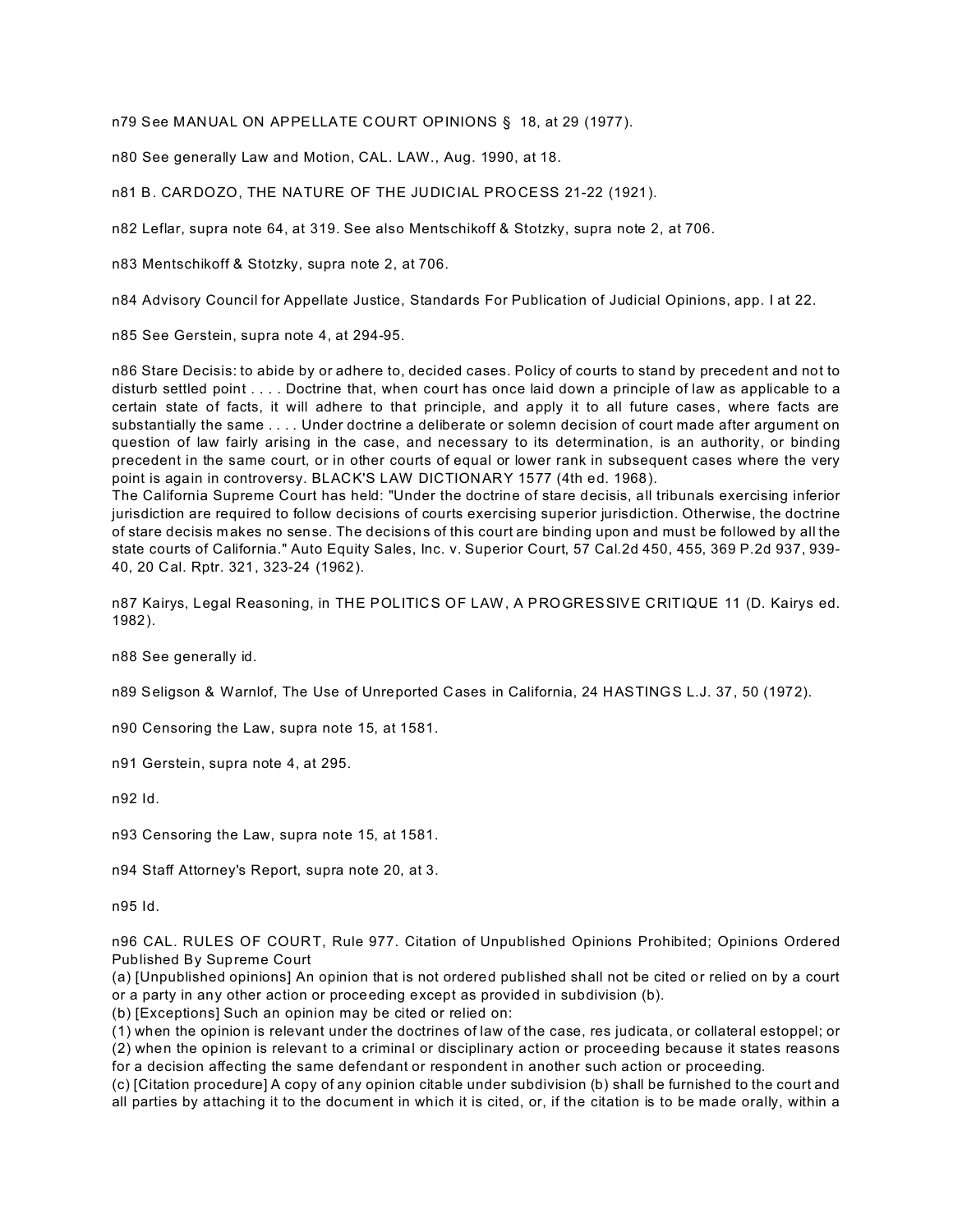n79 See MANUAL ON APPELLATE COURT OPINIONS § 18, at 29 (1977).

n80 See generally Law and Motion, CAL. LAW., Aug. 1990, at 18.

n81 B. CARDOZO, THE NATURE OF THE JUDICIAL PROCESS 21-22 (1921).

n82 Leflar, supra note 64, at 319. See also Mentschikoff & Stotzky, supra note 2, at 706.

n83 Mentschikoff & Stotzky, supra note 2, at 706.

n84 Advisory Council for Appellate Justice, Standards For Publication of Judicial Opinions, app. I at 22.

n85 See Gerstein, supra note 4, at 294-95.

n86 Stare Decisis: to abide by or adhere to, decided cases. Policy of courts to stand by precedent and not to disturb settled point . . . . Doctrine that, when court has once laid down a principle of law as applicable to a certain state of facts, it will adhere to that principle, and apply it to all future cases, where facts are substantially the same . . . . Under doctrine a deliberate or solemn decision of court made after argument on question of law fairly arising in the case, and necessary to its determination, is an authority, or binding precedent in the same court, or in other courts of equal or lower rank in subsequent cases where the very point is again in controversy. BLACK'S LAW DICTIONARY 1577 (4th ed. 1968).
The California Supreme Court has held: "Under the doctrine of stare decisis, all tribunals exercising inferior jurisdiction are required to follow decisions of courts exercising superior jurisdiction. Otherwise, the doctrine of stare decisis makes no sense. The decisions of this court are binding upon and must be followed by all the state courts of California." Auto Equity Sales, Inc. v. Superior Court, 57 Cal.2d 450, 455, 369 P.2d 937, 939-40, 20 Cal. Rptr. 321, 323-24 (1962).

n87 Kairys, Legal Reasoning, in THE POLITICS OF LAW, A PROGRESSIVE CRITIQUE 11 (D. Kairys ed. 1982).

n88 See generally id.

n89 Seligson & Warnlof, The Use of Unreported Cases in California, 24 HASTINGS L.J. 37, 50 (1972).

n90 Censoring the Law, supra note 15, at 1581.

n91 Gerstein, supra note 4, at 295.

n92 Id.

n93 Censoring the Law, supra note 15, at 1581.

n94 Staff Attorney's Report, supra note 20, at 3.

n95 Id.

n96 CAL. RULES OF COURT, Rule 977. Citation of Unpublished Opinions Prohibited; Opinions Ordered Published By Supreme Court
(a) [Unpublished opinions] An opinion that is not ordered published shall not be cited or relied on by a court or a party in any other action or proceeding except as provided in subdivision (b).
(b) [Exceptions] Such an opinion may be cited or relied on:
(1) when the opinion is relevant under the doctrines of law of the case, res judicata, or collateral estoppel; or
(2) when the opinion is relevant to a criminal or disciplinary action or proceeding because it states reasons for a decision affecting the same defendant or respondent in another such action or proceeding.
(c) [Citation procedure] A copy of any opinion citable under subdivision (b) shall be furnished to the court and all parties by attaching it to the document in which it is cited, or, if the citation is to be made orally, within a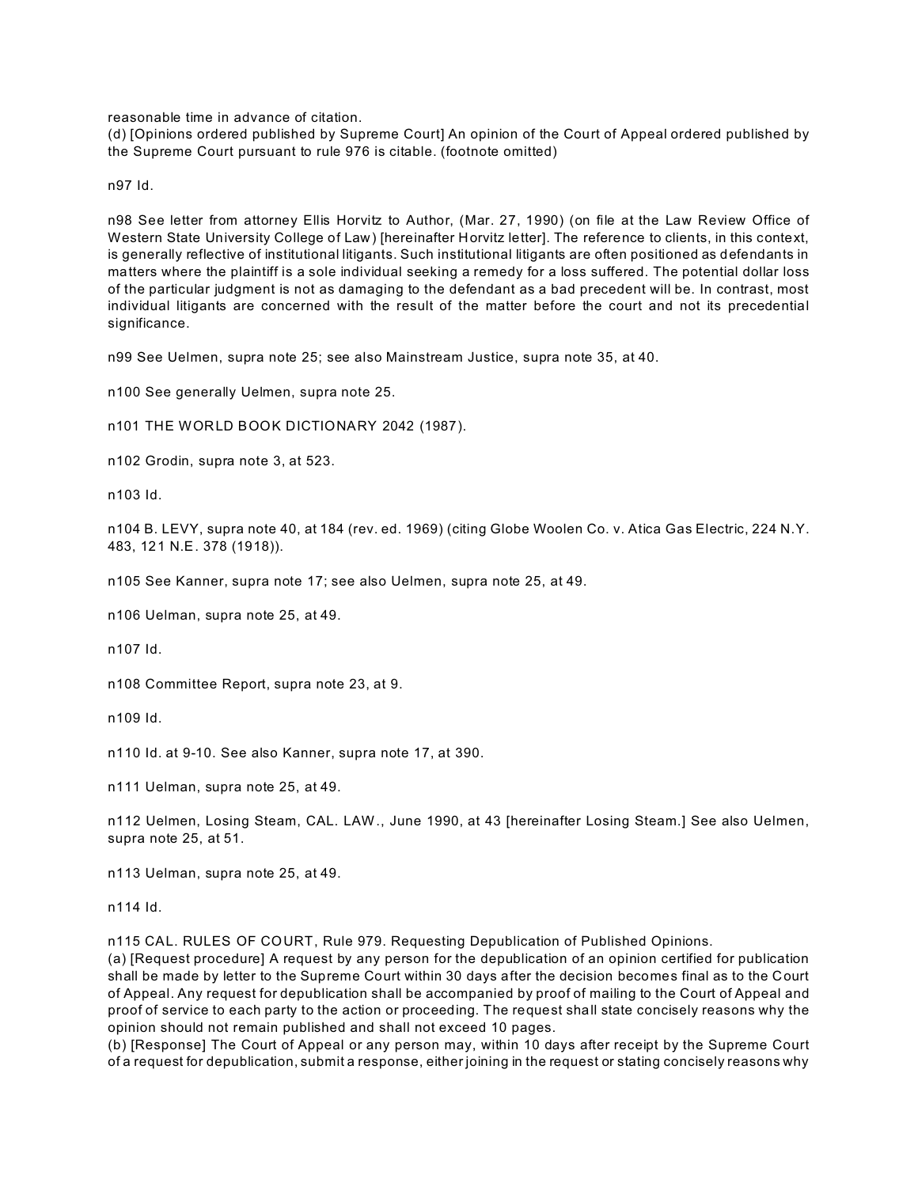reasonable time in advance of citation.
(d) [Opinions ordered published by Supreme Court] An opinion of the Court of Appeal ordered published by the Supreme Court pursuant to rule 976 is citable. (footnote omitted)

n97 Id.

n98 See letter from attorney Ellis Horvitz to Author, (Mar. 27, 1990) (on file at the Law Review Office of Western State University College of Law) [hereinafter Horvitz letter]. The reference to clients, in this context, is generally reflective of institutional litigants. Such institutional litigants are often positioned as defendants in matters where the plaintiff is a sole individual seeking a remedy for a loss suffered. The potential dollar loss of the particular judgment is not as damaging to the defendant as a bad precedent will be. In contrast, most individual litigants are concerned with the result of the matter before the court and not its precedential significance.

n99 See Uelmen, supra note 25; see also Mainstream Justice, supra note 35, at 40.

n100 See generally Uelmen, supra note 25.

n101 THE WORLD BOOK DICTIONARY 2042 (1987).

n102 Grodin, supra note 3, at 523.

n103 Id.

n104 B. LEVY, supra note 40, at 184 (rev. ed. 1969) (citing Globe Woolen Co. v. Atica Gas Electric, 224 N.Y. 483, 121 N.E. 378 (1918)).

n105 See Kanner, supra note 17; see also Uelmen, supra note 25, at 49.

n106 Uelman, supra note 25, at 49.

n107 Id.

n108 Committee Report, supra note 23, at 9.

n109 Id.

n110 Id. at 9-10. See also Kanner, supra note 17, at 390.

n111 Uelman, supra note 25, at 49.

n112 Uelmen, Losing Steam, CAL. LAW., June 1990, at 43 [hereinafter Losing Steam.] See also Uelmen, supra note 25, at 51.

n113 Uelman, supra note 25, at 49.

n114 Id.

n115 CAL. RULES OF COURT, Rule 979. Requesting Depublication of Published Opinions.
(a) [Request procedure] A request by any person for the depublication of an opinion certified for publication shall be made by letter to the Supreme Court within 30 days after the decision becomes final as to the Court of Appeal. Any request for depublication shall be accompanied by proof of mailing to the Court of Appeal and proof of service to each party to the action or proceeding. The request shall state concisely reasons why the opinion should not remain published and shall not exceed 10 pages.
(b) [Response] The Court of Appeal or any person may, within 10 days after receipt by the Supreme Court of a request for depublication, submit a response, either joining in the request or stating concisely reasons why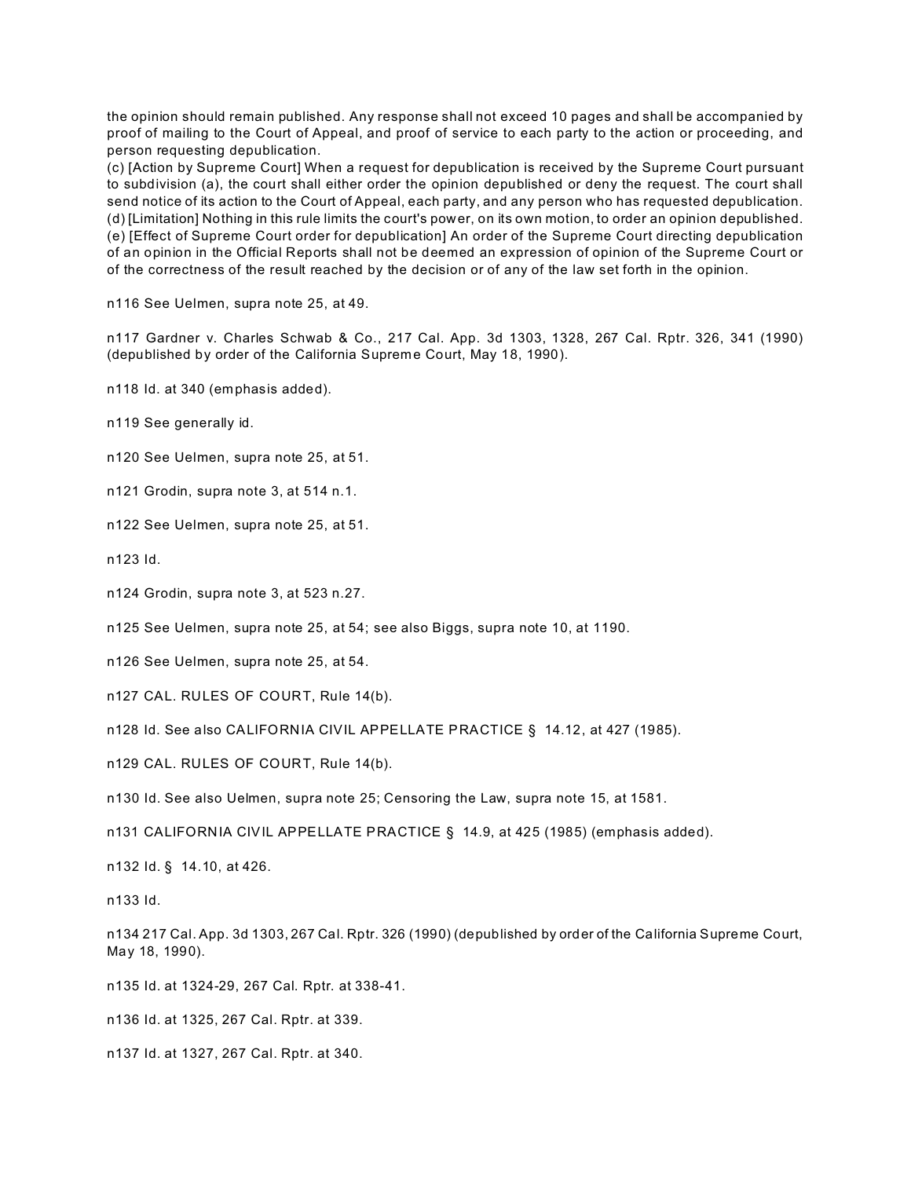the opinion should remain published. Any response shall not exceed 10 pages and shall be accompanied by proof of mailing to the Court of Appeal, and proof of service to each party to the action or proceeding, and person requesting depublication.
(c) [Action by Supreme Court] When a request for depublication is received by the Supreme Court pursuant to subdivision (a), the court shall either order the opinion depublished or deny the request. The court shall send notice of its action to the Court of Appeal, each party, and any person who has requested depublication.
(d) [Limitation] Nothing in this rule limits the court's power, on its own motion, to order an opinion depublished.
(e) [Effect of Supreme Court order for depublication] An order of the Supreme Court directing depublication of an opinion in the Official Reports shall not be deemed an expression of opinion of the Supreme Court or of the correctness of the result reached by the decision or of any of the law set forth in the opinion.

n116 See Uelmen, supra note 25, at 49.

n117 Gardner v. Charles Schwab & Co., 217 Cal. App. 3d 1303, 1328, 267 Cal. Rptr. 326, 341 (1990) (depublished by order of the California Supreme Court, May 18, 1990).

n118 Id. at 340 (emphasis added).

n119 See generally id.

n120 See Uelmen, supra note 25, at 51.

n121 Grodin, supra note 3, at 514 n.1.

n122 See Uelmen, supra note 25, at 51.

n123 Id.

n124 Grodin, supra note 3, at 523 n.27.

n125 See Uelmen, supra note 25, at 54; see also Biggs, supra note 10, at 1190.

n126 See Uelmen, supra note 25, at 54.

n127 CAL. RULES OF COURT, Rule 14(b).

n128 Id. See also CALIFORNIA CIVIL APPELLATE PRACTICE § 14.12, at 427 (1985).

n129 CAL. RULES OF COURT, Rule 14(b).

n130 Id. See also Uelmen, supra note 25; Censoring the Law, supra note 15, at 1581.

n131 CALIFORNIA CIVIL APPELLATE PRACTICE § 14.9, at 425 (1985) (emphasis added).

n132 Id. § 14.10, at 426.

n133 Id.

n134 217 Cal. App. 3d 1303, 267 Cal. Rptr. 326 (1990) (depublished by order of the California Supreme Court, May 18, 1990).

n135 Id. at 1324-29, 267 Cal. Rptr. at 338-41.

n136 Id. at 1325, 267 Cal. Rptr. at 339.

n137 Id. at 1327, 267 Cal. Rptr. at 340.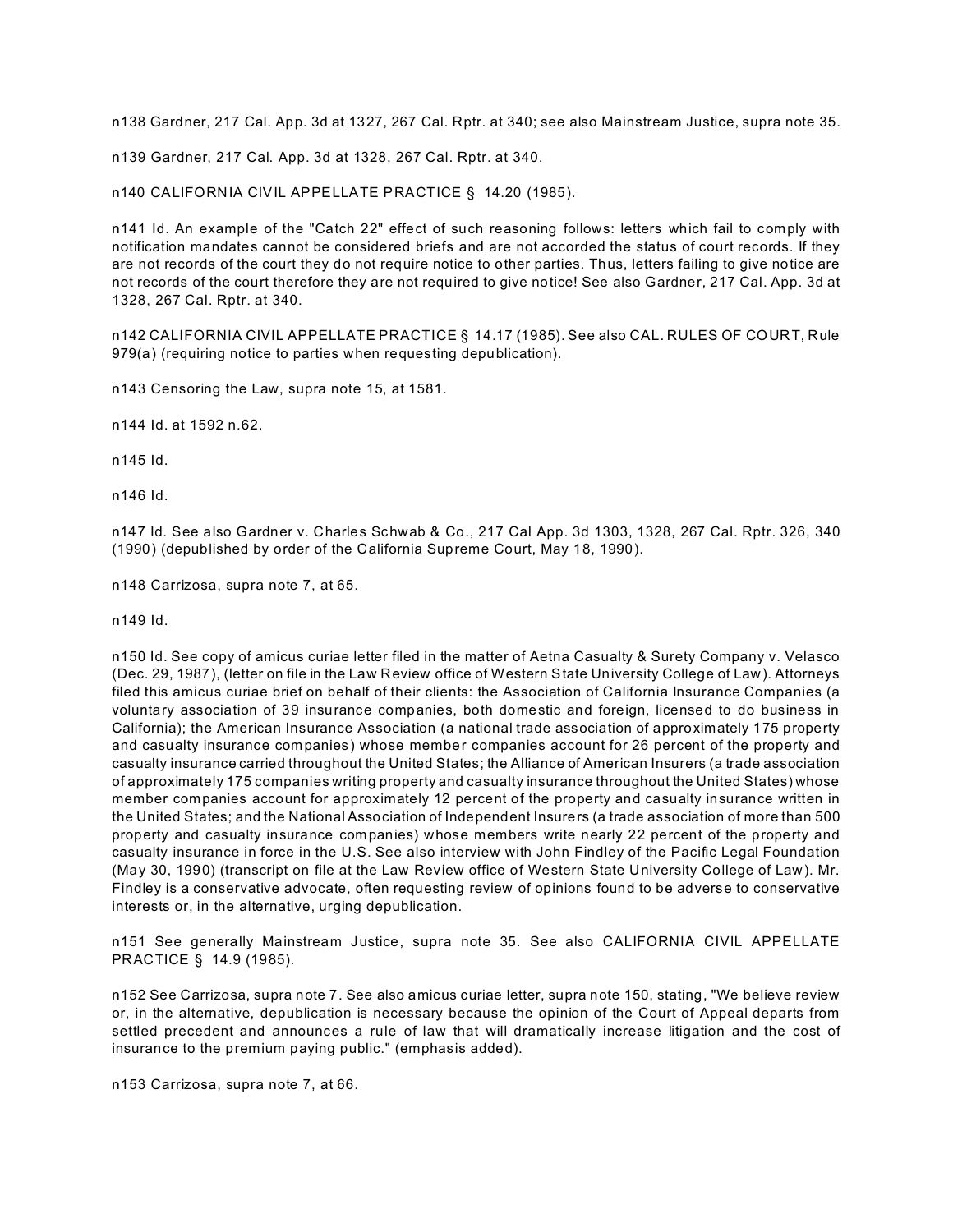n138 Gardner, 217 Cal. App. 3d at 1327, 267 Cal. Rptr. at 340; see also Mainstream Justice, supra note 35.

n139 Gardner, 217 Cal. App. 3d at 1328, 267 Cal. Rptr. at 340.

n140 CALIFORNIA CIVIL APPELLATE PRACTICE § 14.20 (1985).

n141 Id. An example of the "Catch 22" effect of such reasoning follows: letters which fail to comply with notification mandates cannot be considered briefs and are not accorded the status of court records. If they are not records of the court they do not require notice to other parties. Thus, letters failing to give notice are not records of the court therefore they are not required to give notice! See also Gardner, 217 Cal. App. 3d at 1328, 267 Cal. Rptr. at 340.

n142 CALIFORNIA CIVIL APPELLATE PRACTICE § 14.17 (1985). See also CAL. RULES OF COURT, Rule 979(a) (requiring notice to parties when requesting depublication).

n143 Censoring the Law, supra note 15, at 1581.

n144 Id. at 1592 n.62.

n145 Id.

n146 Id.

n147 Id. See also Gardner v. Charles Schwab & Co., 217 Cal App. 3d 1303, 1328, 267 Cal. Rptr. 326, 340 (1990) (depublished by order of the California Supreme Court, May 18, 1990).

n148 Carrizosa, supra note 7, at 65.

n149 Id.

n150 Id. See copy of amicus curiae letter filed in the matter of Aetna Casualty & Surety Company v. Velasco (Dec. 29, 1987), (letter on file in the Law Review office of Western State University College of Law). Attorneys filed this amicus curiae brief on behalf of their clients: the Association of California Insurance Companies (a voluntary association of 39 insurance companies, both domestic and foreign, licensed to do business in California); the American Insurance Association (a national trade association of approximately 175 property and casualty insurance companies) whose member companies account for 26 percent of the property and casualty insurance carried throughout the United States; the Alliance of American Insurers (a trade association of approximately 175 companies writing property and casualty insurance throughout the United States) whose member companies account for approximately 12 percent of the property and casualty insurance written in the United States; and the National Association of Independent Insurers (a trade association of more than 500 property and casualty insurance companies) whose members write nearly 22 percent of the property and casualty insurance in force in the U.S. See also interview with John Findley of the Pacific Legal Foundation (May 30, 1990) (transcript on file at the Law Review office of Western State University College of Law). Mr. Findley is a conservative advocate, often requesting review of opinions found to be adverse to conservative interests or, in the alternative, urging depublication.

n151 See generally Mainstream Justice, supra note 35. See also CALIFORNIA CIVIL APPELLATE PRACTICE § 14.9 (1985).

n152 See Carrizosa, supra note 7. See also amicus curiae letter, supra note 150, stating, "We believe review or, in the alternative, depublication is necessary because the opinion of the Court of Appeal departs from settled precedent and announces a rule of law that will dramatically increase litigation and the cost of insurance to the premium paying public." (emphasis added).

n153 Carrizosa, supra note 7, at 66.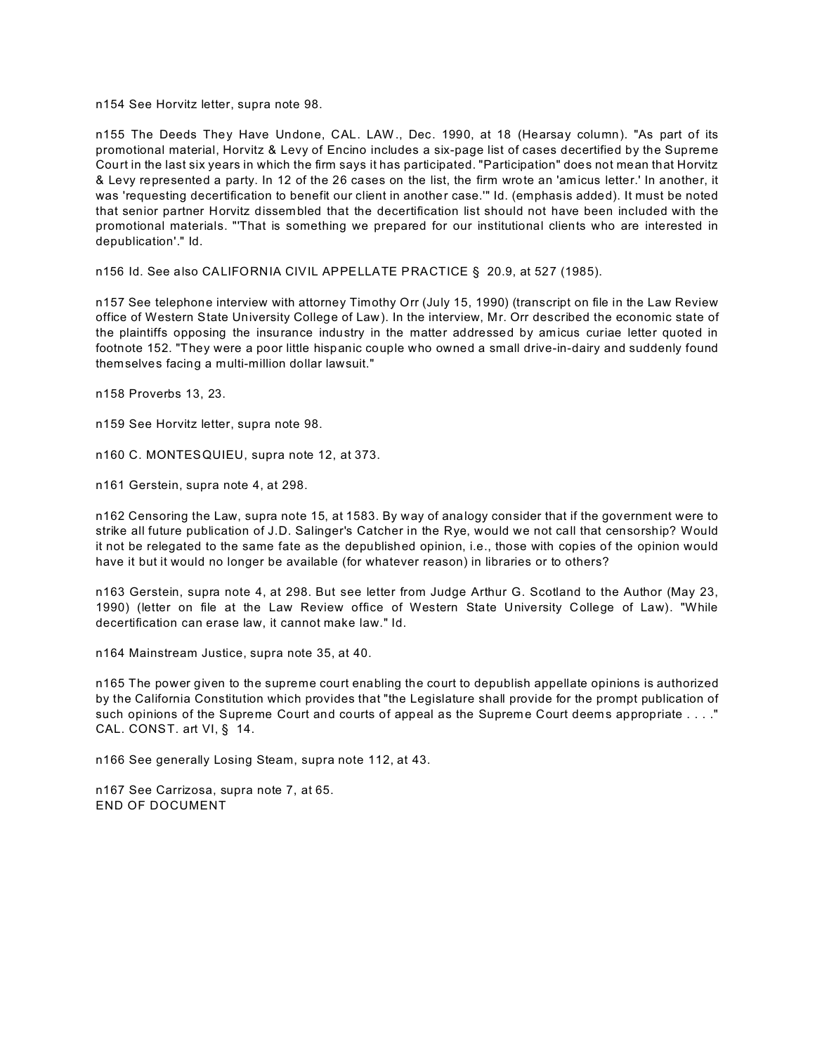n154 See Horvitz letter, supra note 98.

n155 The Deeds They Have Undone, CAL. LAW., Dec. 1990, at 18 (Hearsay column). "As part of its promotional material, Horvitz & Levy of Encino includes a six-page list of cases decertified by the Supreme Court in the last six years in which the firm says it has participated. "Participation" does not mean that Horvitz & Levy represented a party. In 12 of the 26 cases on the list, the firm wrote an 'amicus letter.' In another, it was 'requesting decertification to benefit our client in another case.'" Id. (emphasis added). It must be noted that senior partner Horvitz dissembled that the decertification list should not have been included with the promotional materials. "'That is something we prepared for our institutional clients who are interested in depublication'." Id.

n156 Id. See also CALIFORNIA CIVIL APPELLATE PRACTICE § 20.9, at 527 (1985).

n157 See telephone interview with attorney Timothy Orr (July 15, 1990) (transcript on file in the Law Review office of Western State University College of Law). In the interview, Mr. Orr described the economic state of the plaintiffs opposing the insurance industry in the matter addressed by amicus curiae letter quoted in footnote 152. "They were a poor little hispanic couple who owned a small drive-in-dairy and suddenly found themselves facing a multi-million dollar lawsuit."

n158 Proverbs 13, 23.

n159 See Horvitz letter, supra note 98.

n160 C. MONTESQUIEU, supra note 12, at 373.

n161 Gerstein, supra note 4, at 298.

n162 Censoring the Law, supra note 15, at 1583. By way of analogy consider that if the government were to strike all future publication of J.D. Salinger's Catcher in the Rye, would we not call that censorship? Would it not be relegated to the same fate as the depublished opinion, i.e., those with copies of the opinion would have it but it would no longer be available (for whatever reason) in libraries or to others?

n163 Gerstein, supra note 4, at 298. But see letter from Judge Arthur G. Scotland to the Author (May 23, 1990) (letter on file at the Law Review office of Western State University College of Law). "While decertification can erase law, it cannot make law." Id.

n164 Mainstream Justice, supra note 35, at 40.

n165 The power given to the supreme court enabling the court to depublish appellate opinions is authorized by the California Constitution which provides that "the Legislature shall provide for the prompt publication of such opinions of the Supreme Court and courts of appeal as the Supreme Court deems appropriate . . . ." CAL. CONST. art VI, § 14.

n166 See generally Losing Steam, supra note 112, at 43.

n167 See Carrizosa, supra note 7, at 65.
END OF DOCUMENT